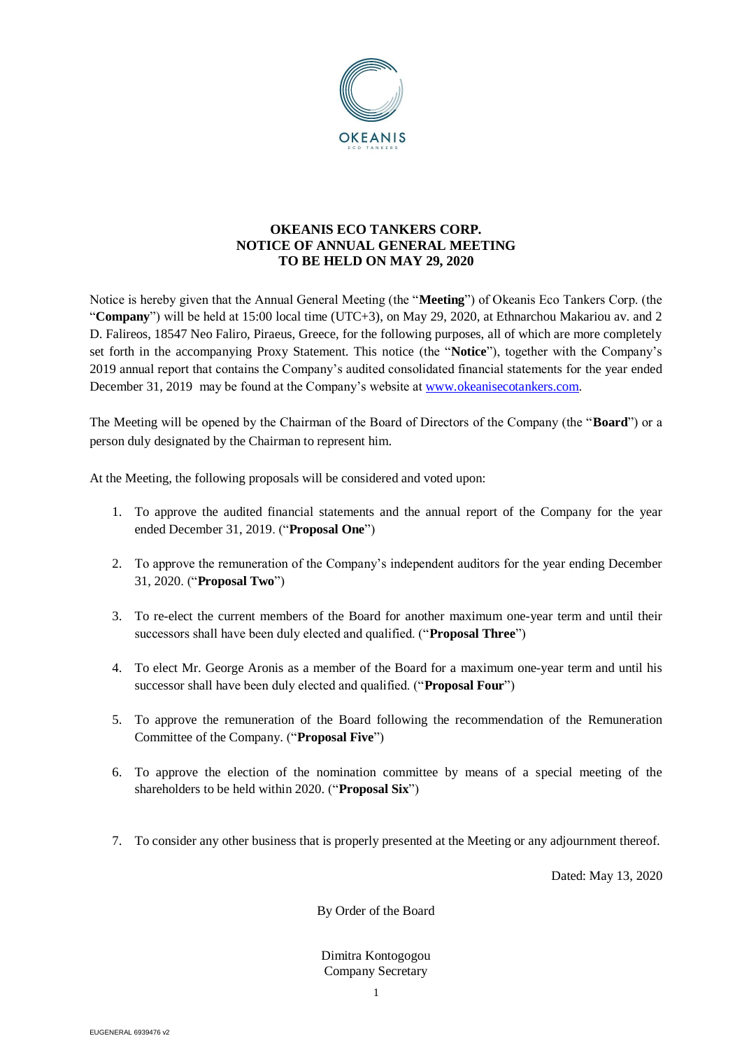**OKEANIS ECO TANKERS CORP.**
**NOTICE OF ANNUAL GENERAL MEETING**
**TO BE HELD ON MAY 29, 2020**

Notice is hereby given that the Annual General Meeting (the "**Meeting**") of Okeanis Eco Tankers Corp. (the "**Company**") will be held at 15:00 local time (UTC+3), on May 29, 2020, at Ethnarchou Makariou av. and 2 D. Falireos, 18547 Neo Faliro, Piraeus, Greece, for the following purposes, all of which are more completely set forth in the accompanying Proxy Statement. This notice (the "**Notice**"), together with the Company's 2019 annual report that contains the Company's audited consolidated financial statements for the year ended December 31, 2019 may be found at the Company's website at www.okeanisecotankers.com.

The Meeting will be opened by the Chairman of the Board of Directors of the Company (the "**Board**") or a person duly designated by the Chairman to represent him.

At the Meeting, the following proposals will be considered and voted upon:

1. To approve the audited financial statements and the annual report of the Company for the year ended December 31, 2019. ("**Proposal One**")

2. To approve the remuneration of the Company's independent auditors for the year ending December 31, 2020. ("**Proposal Two**")

3. To re-elect the current members of the Board for another maximum one-year term and until their successors shall have been duly elected and qualified. ("**Proposal Three**")

4. To elect Mr. George Aronis as a member of the Board for a maximum one-year term and until his successor shall have been duly elected and qualified. ("**Proposal Four**")

5. To approve the remuneration of the Board following the recommendation of the Remuneration Committee of the Company. ("**Proposal Five**")

6. To approve the election of the nomination committee by means of a special meeting of the shareholders to be held within 2020. ("**Proposal Six**")

7. To consider any other business that is properly presented at the Meeting or any adjournment thereof.

Dated: May 13, 2020

By Order of the Board

Dimitra Kontogogou
Company Secretary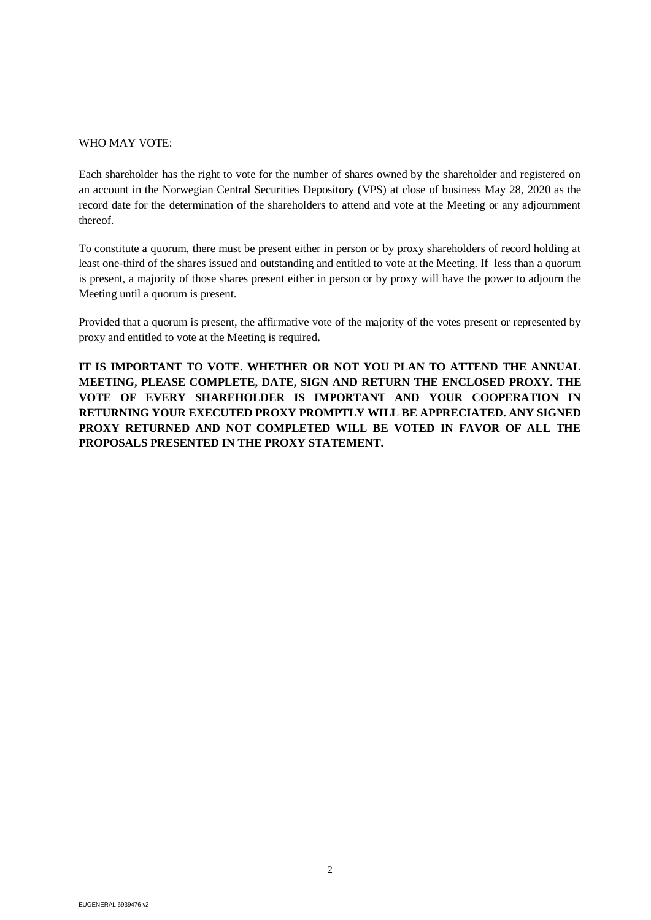WHO MAY VOTE:

Each shareholder has the right to vote for the number of shares owned by the shareholder and registered on an account in the Norwegian Central Securities Depository (VPS) at close of business May 28, 2020 as the record date for the determination of the shareholders to attend and vote at the Meeting or any adjournment thereof.

To constitute a quorum, there must be present either in person or by proxy shareholders of record holding at least one-third of the shares issued and outstanding and entitled to vote at the Meeting. If less than a quorum is present, a majority of those shares present either in person or by proxy will have the power to adjourn the Meeting until a quorum is present.

Provided that a quorum is present, the affirmative vote of the majority of the votes present or represented by proxy and entitled to vote at the Meeting is required**.**

**IT IS IMPORTANT TO VOTE. WHETHER OR NOT YOU PLAN TO ATTEND THE ANNUAL MEETING, PLEASE COMPLETE, DATE, SIGN AND RETURN THE ENCLOSED PROXY. THE VOTE OF EVERY SHAREHOLDER IS IMPORTANT AND YOUR COOPERATION IN RETURNING YOUR EXECUTED PROXY PROMPTLY WILL BE APPRECIATED. ANY SIGNED PROXY RETURNED AND NOT COMPLETED WILL BE VOTED IN FAVOR OF ALL THE PROPOSALS PRESENTED IN THE PROXY STATEMENT.**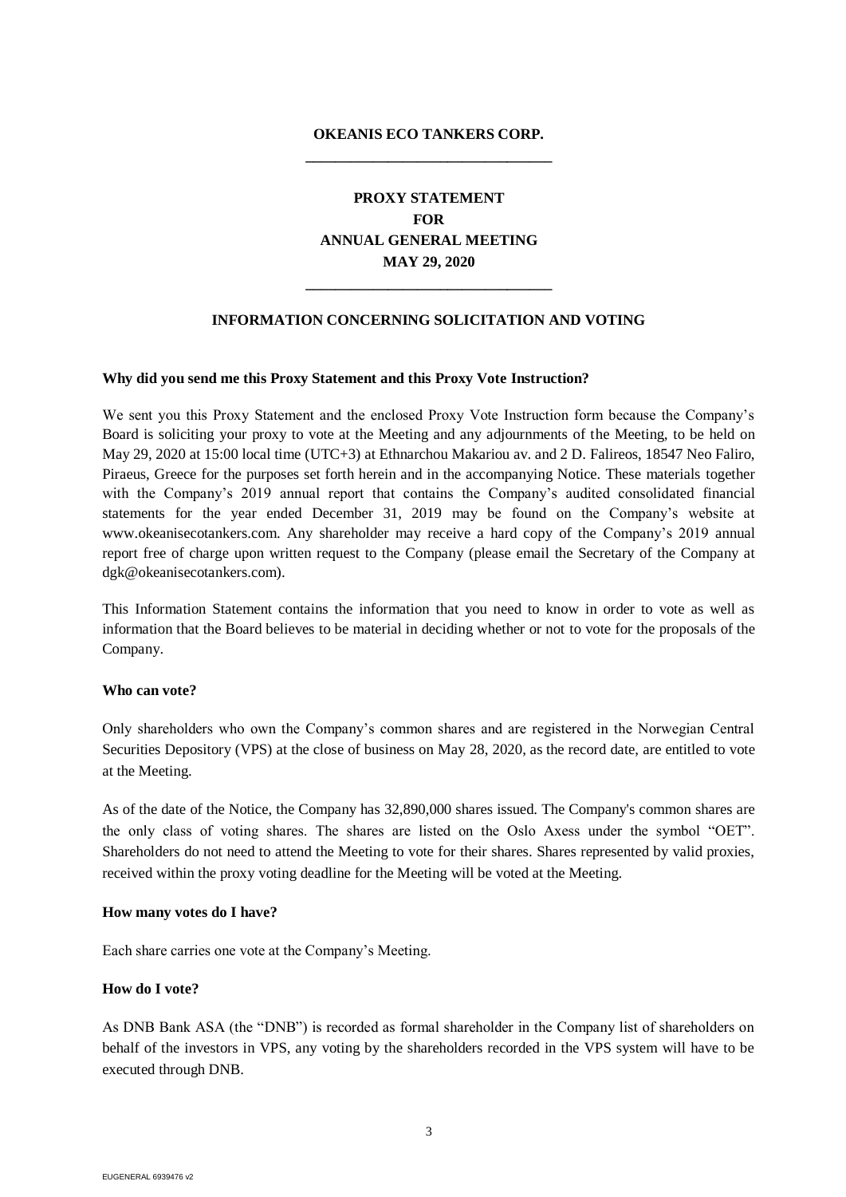**OKEANIS ECO TANKERS CORP.**

---

**PROXY STATEMENT**
**FOR**
**ANNUAL GENERAL MEETING**
**MAY 29, 2020**

---

**INFORMATION CONCERNING SOLICITATION AND VOTING**

**Why did you send me this Proxy Statement and this Proxy Vote Instruction?**

We sent you this Proxy Statement and the enclosed Proxy Vote Instruction form because the Company's Board is soliciting your proxy to vote at the Meeting and any adjournments of the Meeting, to be held on May 29, 2020 at 15:00 local time (UTC+3) at Ethnarchou Makariou av. and 2 D. Falireos, 18547 Neo Faliro, Piraeus, Greece for the purposes set forth herein and in the accompanying Notice. These materials together with the Company's 2019 annual report that contains the Company's audited consolidated financial statements for the year ended December 31, 2019 may be found on the Company's website at www.okeanisecotankers.com. Any shareholder may receive a hard copy of the Company's 2019 annual report free of charge upon written request to the Company (please email the Secretary of the Company at dgk@okeanisecotankers.com).

This Information Statement contains the information that you need to know in order to vote as well as information that the Board believes to be material in deciding whether or not to vote for the proposals of the Company.

**Who can vote?**

Only shareholders who own the Company's common shares and are registered in the Norwegian Central Securities Depository (VPS) at the close of business on May 28, 2020, as the record date, are entitled to vote at the Meeting.

As of the date of the Notice, the Company has 32,890,000 shares issued. The Company's common shares are the only class of voting shares. The shares are listed on the Oslo Axess under the symbol "OET". Shareholders do not need to attend the Meeting to vote for their shares. Shares represented by valid proxies, received within the proxy voting deadline for the Meeting will be voted at the Meeting.

**How many votes do I have?**

Each share carries one vote at the Company's Meeting.

**How do I vote?**

As DNB Bank ASA (the "DNB") is recorded as formal shareholder in the Company list of shareholders on behalf of the investors in VPS, any voting by the shareholders recorded in the VPS system will have to be executed through DNB.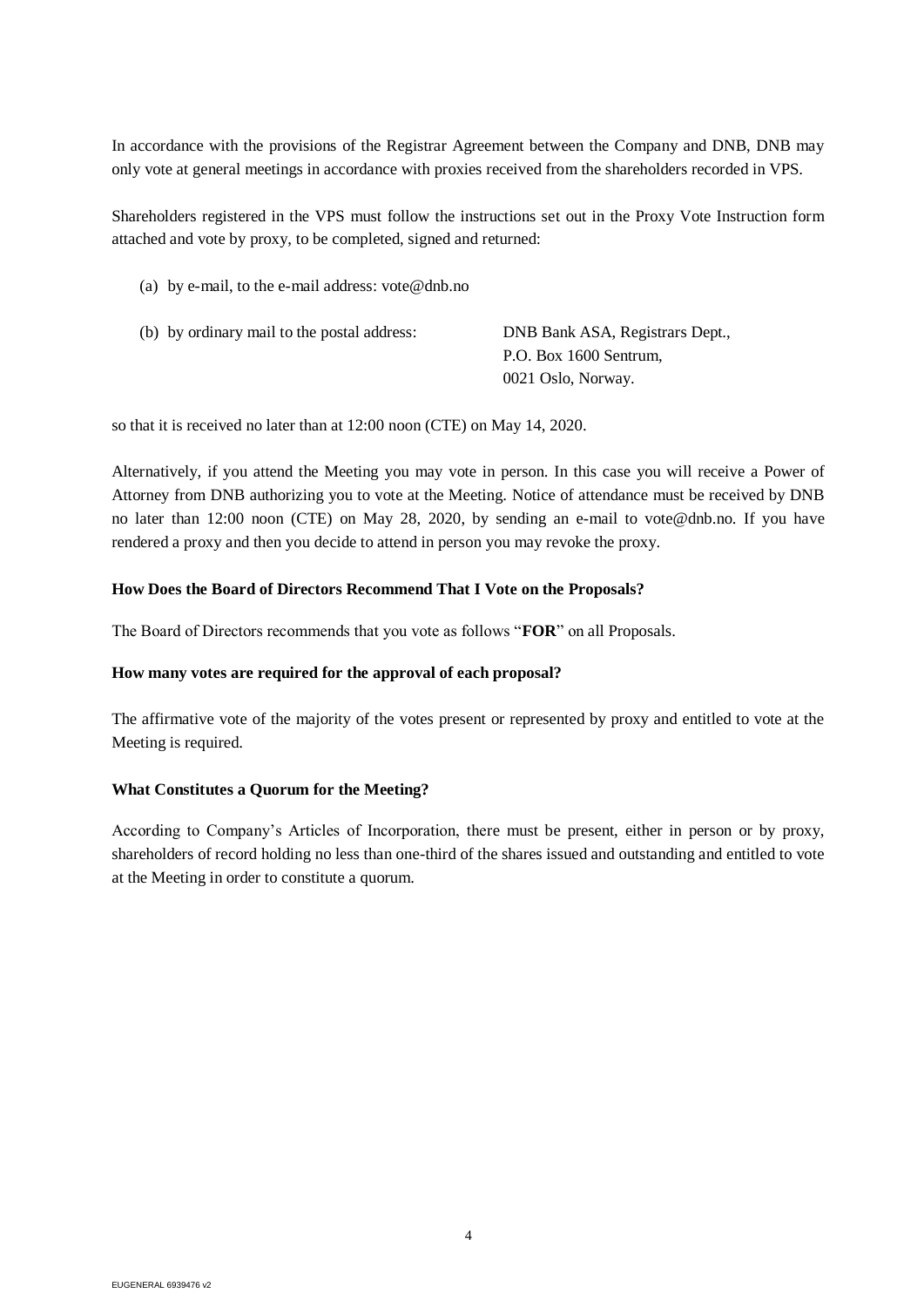In accordance with the provisions of the Registrar Agreement between the Company and DNB, DNB may only vote at general meetings in accordance with proxies received from the shareholders recorded in VPS.

Shareholders registered in the VPS must follow the instructions set out in the Proxy Vote Instruction form attached and vote by proxy, to be completed, signed and returned:

(a) by e-mail, to the e-mail address: vote@dnb.no

(b) by ordinary mail to the postal address: DNB Bank ASA, Registrars Dept., P.O. Box 1600 Sentrum, 0021 Oslo, Norway.

so that it is received no later than at 12:00 noon (CTE) on May 14, 2020.

Alternatively, if you attend the Meeting you may vote in person. In this case you will receive a Power of Attorney from DNB authorizing you to vote at the Meeting. Notice of attendance must be received by DNB no later than 12:00 noon (CTE) on May 28, 2020, by sending an e-mail to vote@dnb.no. If you have rendered a proxy and then you decide to attend in person you may revoke the proxy.

**How Does the Board of Directors Recommend That I Vote on the Proposals?**

The Board of Directors recommends that you vote as follows "**FOR**" on all Proposals.

**How many votes are required for the approval of each proposal?**

The affirmative vote of the majority of the votes present or represented by proxy and entitled to vote at the Meeting is required.

**What Constitutes a Quorum for the Meeting?**

According to Company's Articles of Incorporation, there must be present, either in person or by proxy, shareholders of record holding no less than one-third of the shares issued and outstanding and entitled to vote at the Meeting in order to constitute a quorum.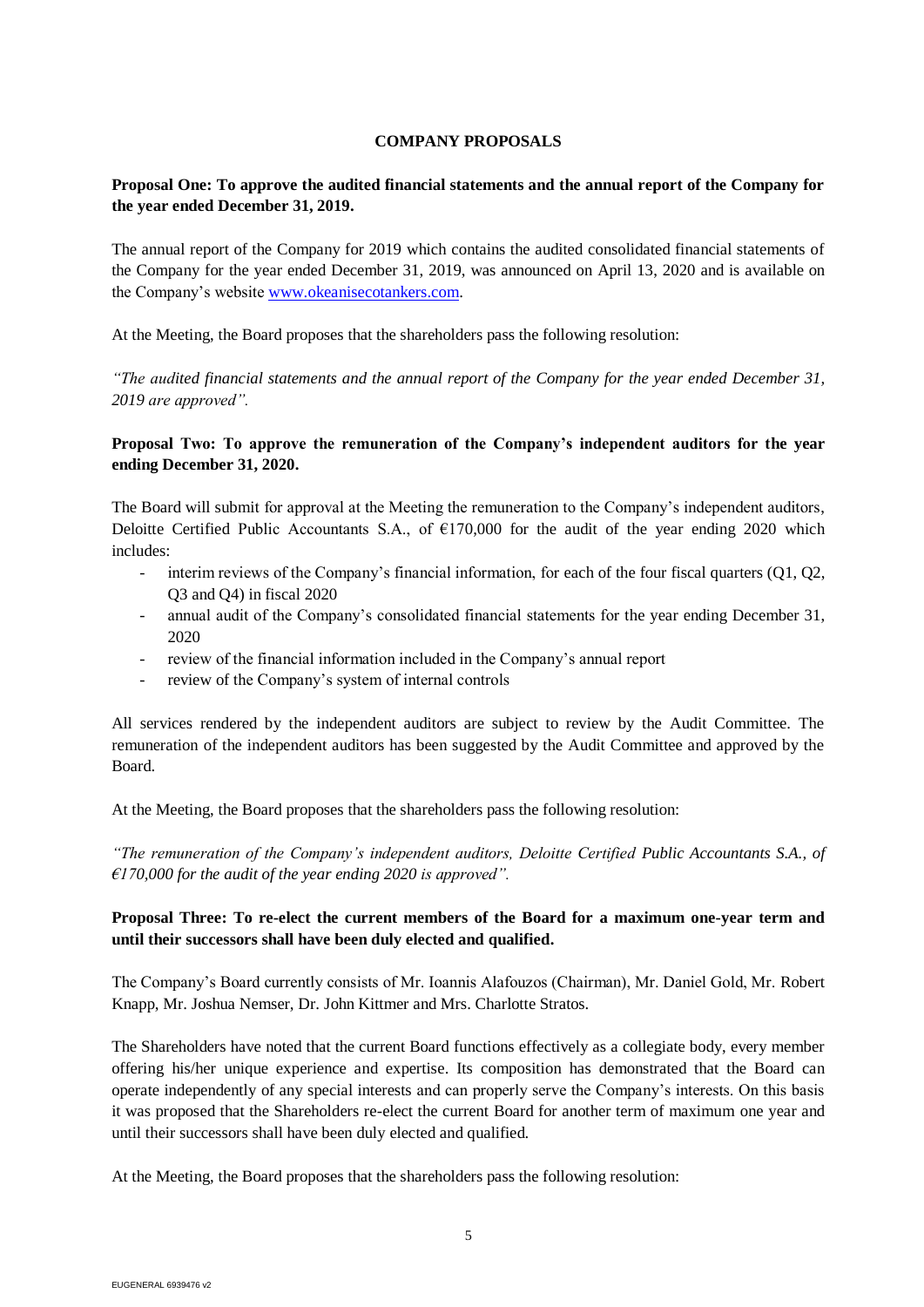## COMPANY PROPOSALS

**Proposal One: To approve the audited financial statements and the annual report of the Company for the year ended December 31, 2019.**

The annual report of the Company for 2019 which contains the audited consolidated financial statements of the Company for the year ended December 31, 2019, was announced on April 13, 2020 and is available on the Company's website www.okeanisecotankers.com.

At the Meeting, the Board proposes that the shareholders pass the following resolution:

*"The audited financial statements and the annual report of the Company for the year ended December 31, 2019 are approved".*

**Proposal Two: To approve the remuneration of the Company's independent auditors for the year ending December 31, 2020.**

The Board will submit for approval at the Meeting the remuneration to the Company's independent auditors, Deloitte Certified Public Accountants S.A., of €170,000 for the audit of the year ending 2020 which includes:

- interim reviews of the Company's financial information, for each of the four fiscal quarters (Q1, Q2, Q3 and Q4) in fiscal 2020
- annual audit of the Company's consolidated financial statements for the year ending December 31, 2020
- review of the financial information included in the Company's annual report
- review of the Company's system of internal controls

All services rendered by the independent auditors are subject to review by the Audit Committee. The remuneration of the independent auditors has been suggested by the Audit Committee and approved by the Board.

At the Meeting, the Board proposes that the shareholders pass the following resolution:

*"The remuneration of the Company's independent auditors, Deloitte Certified Public Accountants S.A., of €170,000 for the audit of the year ending 2020 is approved".*

**Proposal Three: To re-elect the current members of the Board for a maximum one-year term and until their successors shall have been duly elected and qualified.**

The Company's Board currently consists of Mr. Ioannis Alafouzos (Chairman), Mr. Daniel Gold, Mr. Robert Knapp, Mr. Joshua Nemser, Dr. John Kittmer and Mrs. Charlotte Stratos.

The Shareholders have noted that the current Board functions effectively as a collegiate body, every member offering his/her unique experience and expertise. Its composition has demonstrated that the Board can operate independently of any special interests and can properly serve the Company's interests. On this basis it was proposed that the Shareholders re-elect the current Board for another term of maximum one year and until their successors shall have been duly elected and qualified.

At the Meeting, the Board proposes that the shareholders pass the following resolution: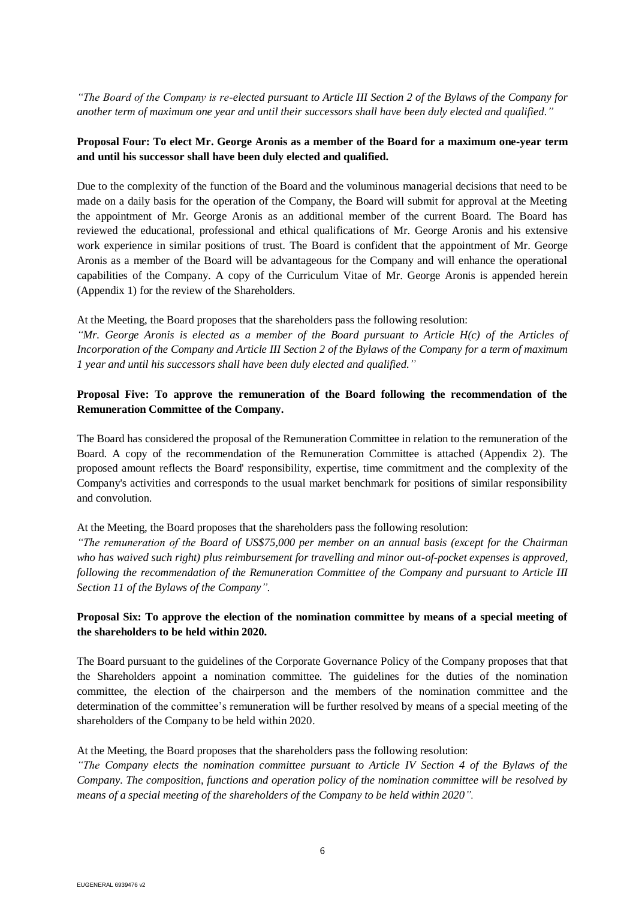*"The Board of the Company is re-elected pursuant to Article III Section 2 of the Bylaws of the Company for another term of maximum one year and until their successors shall have been duly elected and qualified."*

**Proposal Four: To elect Mr. George Aronis as a member of the Board for a maximum one-year term and until his successor shall have been duly elected and qualified.**

Due to the complexity of the function of the Board and the voluminous managerial decisions that need to be made on a daily basis for the operation of the Company, the Board will submit for approval at the Meeting the appointment of Mr. George Aronis as an additional member of the current Board. The Board has reviewed the educational, professional and ethical qualifications of Mr. George Aronis and his extensive work experience in similar positions of trust. The Board is confident that the appointment of Mr. George Aronis as a member of the Board will be advantageous for the Company and will enhance the operational capabilities of the Company. A copy of the Curriculum Vitae of Mr. George Aronis is appended herein (Appendix 1) for the review of the Shareholders.

At the Meeting, the Board proposes that the shareholders pass the following resolution:
*"Mr. George Aronis is elected as a member of the Board pursuant to Article H(c) of the Articles of Incorporation of the Company and Article III Section 2 of the Bylaws of the Company for a term of maximum 1 year and until his successors shall have been duly elected and qualified."*

**Proposal Five: To approve the remuneration of the Board following the recommendation of the Remuneration Committee of the Company.**

The Board has considered the proposal of the Remuneration Committee in relation to the remuneration of the Board. A copy of the recommendation of the Remuneration Committee is attached (Appendix 2). The proposed amount reflects the Board' responsibility, expertise, time commitment and the complexity of the Company's activities and corresponds to the usual market benchmark for positions of similar responsibility and convolution.

At the Meeting, the Board proposes that the shareholders pass the following resolution:
*"The remuneration of the Board of US$75,000 per member on an annual basis (except for the Chairman who has waived such right) plus reimbursement for travelling and minor out-of-pocket expenses is approved, following the recommendation of the Remuneration Committee of the Company and pursuant to Article III Section 11 of the Bylaws of the Company".*

**Proposal Six: To approve the election of the nomination committee by means of a special meeting of the shareholders to be held within 2020.**

The Board pursuant to the guidelines of the Corporate Governance Policy of the Company proposes that that the Shareholders appoint a nomination committee. The guidelines for the duties of the nomination committee, the election of the chairperson and the members of the nomination committee and the determination of the committee's remuneration will be further resolved by means of a special meeting of the shareholders of the Company to be held within 2020.

At the Meeting, the Board proposes that the shareholders pass the following resolution:
*"The Company elects the nomination committee pursuant to Article IV Section 4 of the Bylaws of the Company. The composition, functions and operation policy of the nomination committee will be resolved by means of a special meeting of the shareholders of the Company to be held within 2020".*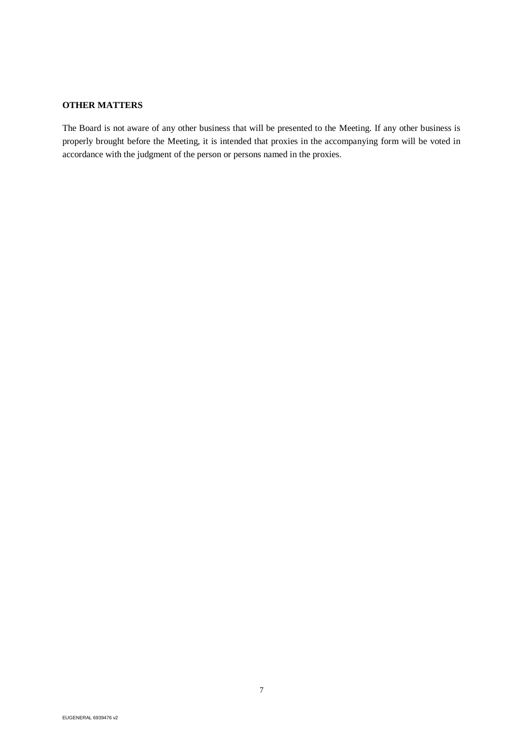**OTHER MATTERS**

The Board is not aware of any other business that will be presented to the Meeting. If any other business is properly brought before the Meeting, it is intended that proxies in the accompanying form will be voted in accordance with the judgment of the person or persons named in the proxies.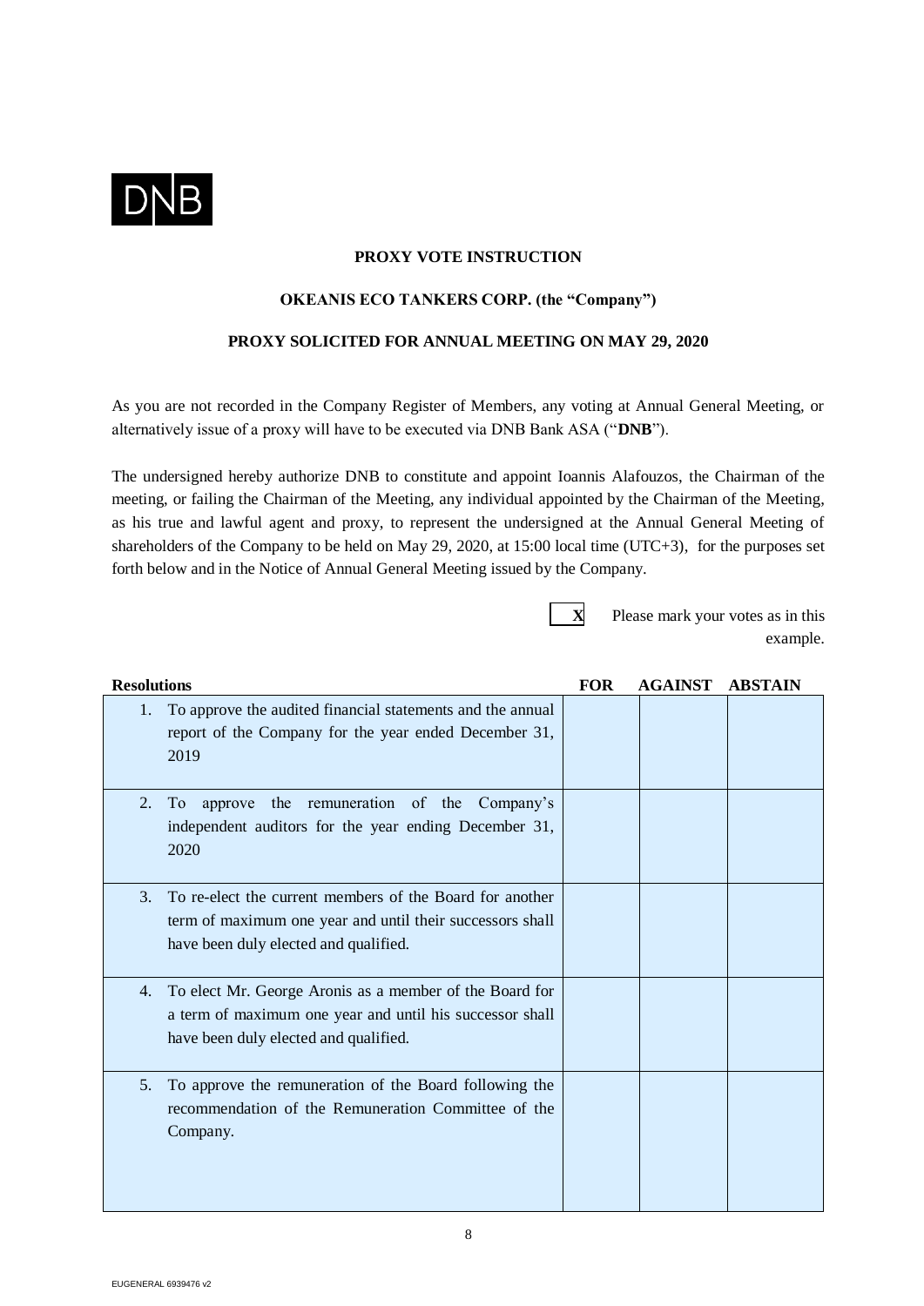DNB

**PROXY VOTE INSTRUCTION**

**OKEANIS ECO TANKERS CORP. (the "Company")**

**PROXY SOLICITED FOR ANNUAL MEETING ON MAY 29, 2020**

As you are not recorded in the Company Register of Members, any voting at Annual General Meeting, or alternatively issue of a proxy will have to be executed via DNB Bank ASA ("**DNB**").

The undersigned hereby authorize DNB to constitute and appoint Ioannis Alafouzos, the Chairman of the meeting, or failing the Chairman of the Meeting, any individual appointed by the Chairman of the Meeting, as his true and lawful agent and proxy, to represent the undersigned at the Annual General Meeting of shareholders of the Company to be held on May 29, 2020, at 15:00 local time (UTC+3), for the purposes set forth below and in the Notice of Annual General Meeting issued by the Company.

**X** Please mark your votes as in this example.

| **Resolutions** | **FOR** | **AGAINST** | **ABSTAIN** |
|---|---|---|---|
| 1. To approve the audited financial statements and the annual report of the Company for the year ended December 31, 2019 | | | |
| 2. To approve the remuneration of the Company's independent auditors for the year ending December 31, 2020 | | | |
| 3. To re-elect the current members of the Board for another term of maximum one year and until their successors shall have been duly elected and qualified. | | | |
| 4. To elect Mr. George Aronis as a member of the Board for a term of maximum one year and until his successor shall have been duly elected and qualified. | | | |
| 5. To approve the remuneration of the Board following the recommendation of the Remuneration Committee of the Company. | | | |

EUGENERAL 6939476 v2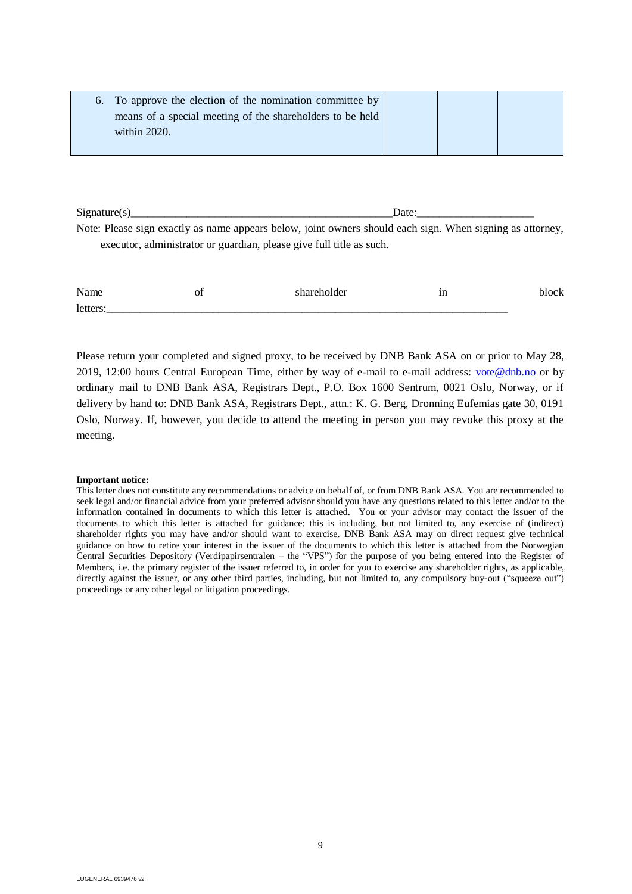| 6. To approve the election of the nomination committee by means of a special meeting of the shareholders to be held within 2020. | | | |
|---|---|---|---|

Signature(s)_______________________________________________Date:____________________

Note: Please sign exactly as name appears below, joint owners should each sign. When signing as attorney, executor, administrator or guardian, please give full title as such.

Name of shareholder in block letters:_____________________________________________________________________

Please return your completed and signed proxy, to be received by DNB Bank ASA on or prior to May 28, 2019, 12:00 hours Central European Time, either by way of e-mail to e-mail address: vote@dnb.no or by ordinary mail to DNB Bank ASA, Registrars Dept., P.O. Box 1600 Sentrum, 0021 Oslo, Norway, or if delivery by hand to: DNB Bank ASA, Registrars Dept., attn.: K. G. Berg, Dronning Eufemias gate 30, 0191 Oslo, Norway. If, however, you decide to attend the meeting in person you may revoke this proxy at the meeting.

**Important notice:**

This letter does not constitute any recommendations or advice on behalf of, or from DNB Bank ASA. You are recommended to seek legal and/or financial advice from your preferred advisor should you have any questions related to this letter and/or to the information contained in documents to which this letter is attached. You or your advisor may contact the issuer of the documents to which this letter is attached for guidance; this is including, but not limited to, any exercise of (indirect) shareholder rights you may have and/or should want to exercise. DNB Bank ASA may on direct request give technical guidance on how to retire your interest in the issuer of the documents to which this letter is attached from the Norwegian Central Securities Depository (Verdipapirsentralen – the "VPS") for the purpose of you being entered into the Register of Members, i.e. the primary register of the issuer referred to, in order for you to exercise any shareholder rights, as applicable, directly against the issuer, or any other third parties, including, but not limited to, any compulsory buy-out ("squeeze out") proceedings or any other legal or litigation proceedings.

EUGENERAL 6939476 v2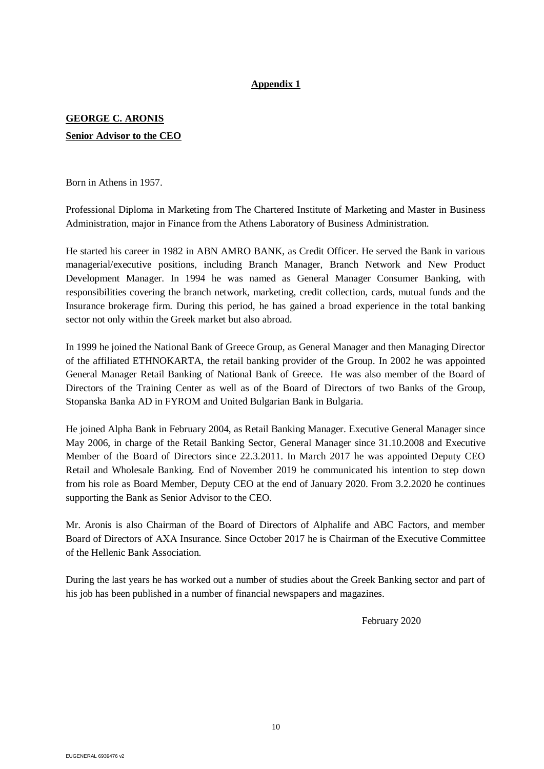**Appendix 1**

**GEORGE C. ARONIS**

**Senior Advisor to the CEO**

Born in Athens in 1957.

Professional Diploma in Marketing from The Chartered Institute of Marketing and Master in Business Administration, major in Finance from the Athens Laboratory of Business Administration.

He started his career in 1982 in ABN AMRO BANK, as Credit Officer. He served the Bank in various managerial/executive positions, including Branch Manager, Branch Network and New Product Development Manager. In 1994 he was named as General Manager Consumer Banking, with responsibilities covering the branch network, marketing, credit collection, cards, mutual funds and the Insurance brokerage firm. During this period, he has gained a broad experience in the total banking sector not only within the Greek market but also abroad.

In 1999 he joined the National Bank of Greece Group, as General Manager and then Managing Director of the affiliated ETHNOKARTA, the retail banking provider of the Group. In 2002 he was appointed General Manager Retail Banking of National Bank of Greece. He was also member of the Board of Directors of the Training Center as well as of the Board of Directors of two Banks of the Group, Stopanska Banka AD in FYROM and United Bulgarian Bank in Bulgaria.

He joined Alpha Bank in February 2004, as Retail Banking Manager. Executive General Manager since May 2006, in charge of the Retail Banking Sector, General Manager since 31.10.2008 and Executive Member of the Board of Directors since 22.3.2011. In March 2017 he was appointed Deputy CEO Retail and Wholesale Banking. End of November 2019 he communicated his intention to step down from his role as Board Member, Deputy CEO at the end of January 2020. From 3.2.2020 he continues supporting the Bank as Senior Advisor to the CEO.

Mr. Aronis is also Chairman of the Board of Directors of Alphalife and ABC Factors, and member Board of Directors of AXA Insurance. Since October 2017 he is Chairman of the Executive Committee of the Hellenic Bank Association.

During the last years he has worked out a number of studies about the Greek Banking sector and part of his job has been published in a number of financial newspapers and magazines.

February 2020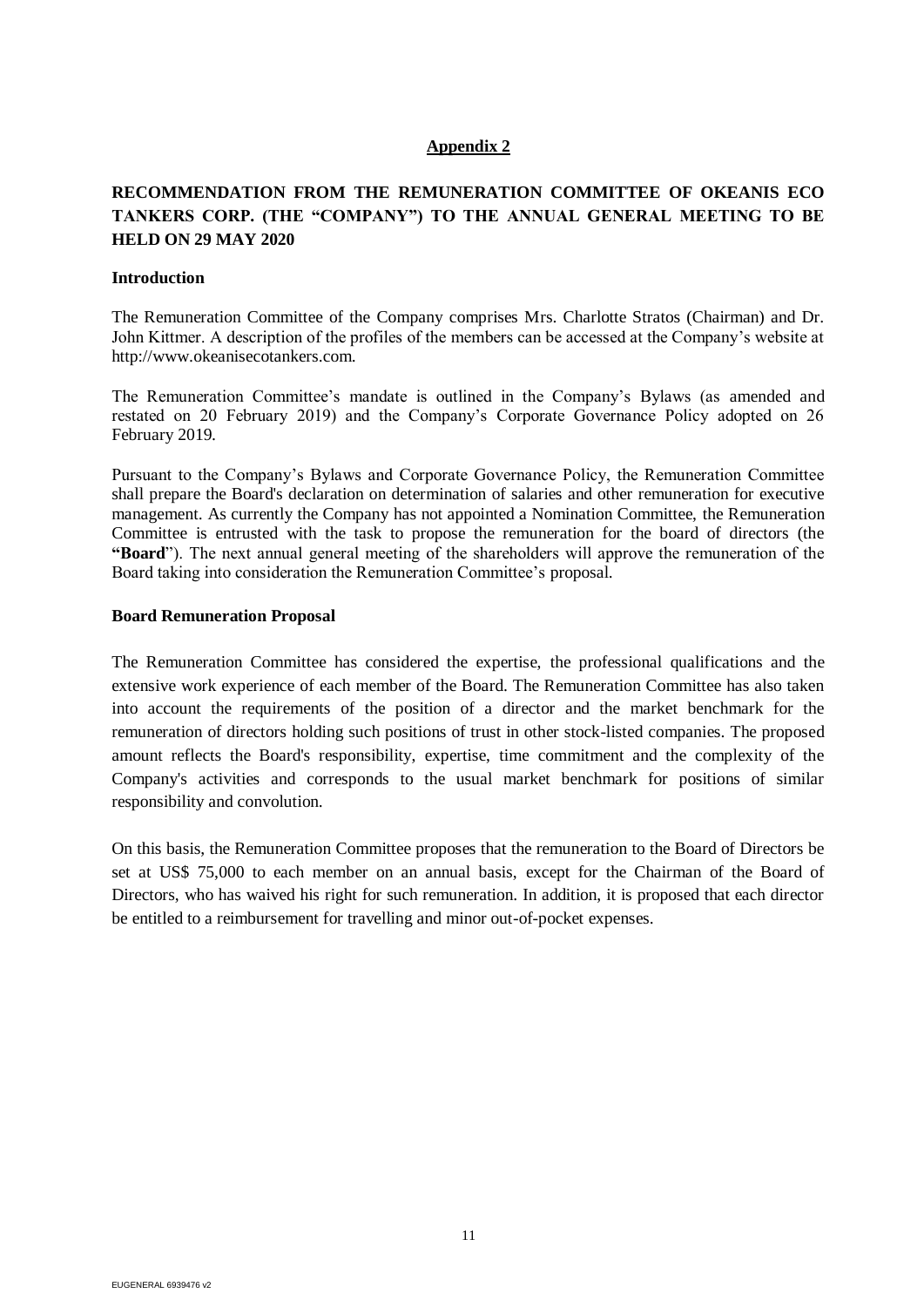**Appendix 2**

## RECOMMENDATION FROM THE REMUNERATION COMMITTEE OF OKEANIS ECO TANKERS CORP. (THE "COMPANY") TO THE ANNUAL GENERAL MEETING TO BE HELD ON 29 MAY 2020

### Introduction

The Remuneration Committee of the Company comprises Mrs. Charlotte Stratos (Chairman) and Dr. John Kittmer. A description of the profiles of the members can be accessed at the Company's website at http://www.okeanisecotankers.com.

The Remuneration Committee's mandate is outlined in the Company's Bylaws (as amended and restated on 20 February 2019) and the Company's Corporate Governance Policy adopted on 26 February 2019.

Pursuant to the Company's Bylaws and Corporate Governance Policy, the Remuneration Committee shall prepare the Board's declaration on determination of salaries and other remuneration for executive management. As currently the Company has not appointed a Nomination Committee, the Remuneration Committee is entrusted with the task to propose the remuneration for the board of directors (the "**Board**"). The next annual general meeting of the shareholders will approve the remuneration of the Board taking into consideration the Remuneration Committee's proposal.

### Board Remuneration Proposal

The Remuneration Committee has considered the expertise, the professional qualifications and the extensive work experience of each member of the Board. The Remuneration Committee has also taken into account the requirements of the position of a director and the market benchmark for the remuneration of directors holding such positions of trust in other stock-listed companies. The proposed amount reflects the Board's responsibility, expertise, time commitment and the complexity of the Company's activities and corresponds to the usual market benchmark for positions of similar responsibility and convolution.

On this basis, the Remuneration Committee proposes that the remuneration to the Board of Directors be set at US$ 75,000 to each member on an annual basis, except for the Chairman of the Board of Directors, who has waived his right for such remuneration. In addition, it is proposed that each director be entitled to a reimbursement for travelling and minor out-of-pocket expenses.